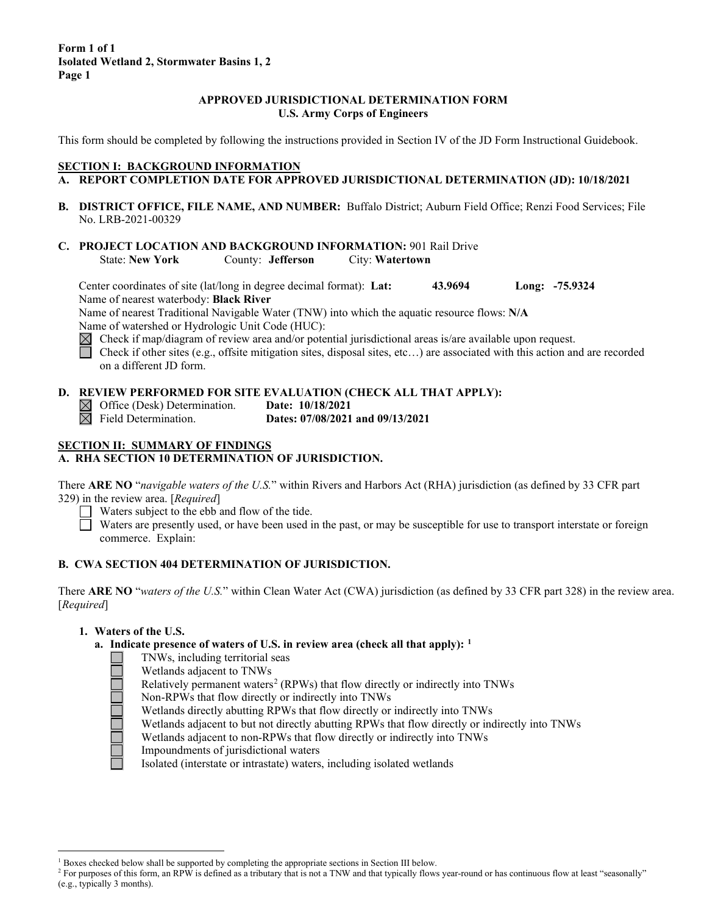**Form 1 of 1**
**Isolated Wetland 2, Stormwater Basins 1, 2**
**Page 1**

**APPROVED JURISDICTIONAL DETERMINATION FORM**
**U.S. Army Corps of Engineers**

This form should be completed by following the instructions provided in Section IV of the JD Form Instructional Guidebook.

## SECTION I: BACKGROUND INFORMATION

**A. REPORT COMPLETION DATE FOR APPROVED JURISDICTIONAL DETERMINATION (JD): 10/18/2021**

**B. DISTRICT OFFICE, FILE NAME, AND NUMBER:** Buffalo District; Auburn Field Office; Renzi Food Services; File No. LRB-2021-00329

**C. PROJECT LOCATION AND BACKGROUND INFORMATION:** 901 Rail Drive
State: **New York** County: **Jefferson** City: **Watertown**

Center coordinates of site (lat/long in degree decimal format): **Lat: 43.9694 Long: -75.9324**
Name of nearest waterbody: **Black River**
Name of nearest Traditional Navigable Water (TNW) into which the aquatic resource flows: **N/A**
Name of watershed or Hydrologic Unit Code (HUC):

- [x] Check if map/diagram of review area and/or potential jurisdictional areas is/are available upon request.
- [ ] Check if other sites (e.g., offsite mitigation sites, disposal sites, etc…) are associated with this action and are recorded on a different JD form.

**D. REVIEW PERFORMED FOR SITE EVALUATION (CHECK ALL THAT APPLY):**

- [x] Office (Desk) Determination. **Date: 10/18/2021**
- [x] Field Determination. **Dates: 07/08/2021 and 09/13/2021**

## SECTION II: SUMMARY OF FINDINGS

**A. RHA SECTION 10 DETERMINATION OF JURISDICTION.**

There **ARE NO** "*navigable waters of the U.S.*" within Rivers and Harbors Act (RHA) jurisdiction (as defined by 33 CFR part 329) in the review area. [*Required*]

- [ ] Waters subject to the ebb and flow of the tide.
- [ ] Waters are presently used, or have been used in the past, or may be susceptible for use to transport interstate or foreign commerce. Explain:

**B. CWA SECTION 404 DETERMINATION OF JURISDICTION.**

There **ARE NO** "*waters of the U.S.*" within Clean Water Act (CWA) jurisdiction (as defined by 33 CFR part 328) in the review area. [*Required*]

**1. Waters of the U.S.**

**a. Indicate presence of waters of U.S. in review area (check all that apply):** [1]

- [ ] TNWs, including territorial seas
- [ ] Wetlands adjacent to TNWs
- [ ] Relatively permanent waters[2] (RPWs) that flow directly or indirectly into TNWs
- [ ] Non-RPWs that flow directly or indirectly into TNWs
- [ ] Wetlands directly abutting RPWs that flow directly or indirectly into TNWs
- [ ] Wetlands adjacent to but not directly abutting RPWs that flow directly or indirectly into TNWs
- [ ] Wetlands adjacent to non-RPWs that flow directly or indirectly into TNWs
- [ ] Impoundments of jurisdictional waters
- [ ] Isolated (interstate or intrastate) waters, including isolated wetlands

---

[1] Boxes checked below shall be supported by completing the appropriate sections in Section III below.
[2] For purposes of this form, an RPW is defined as a tributary that is not a TNW and that typically flows year-round or has continuous flow at least "seasonally" (e.g., typically 3 months).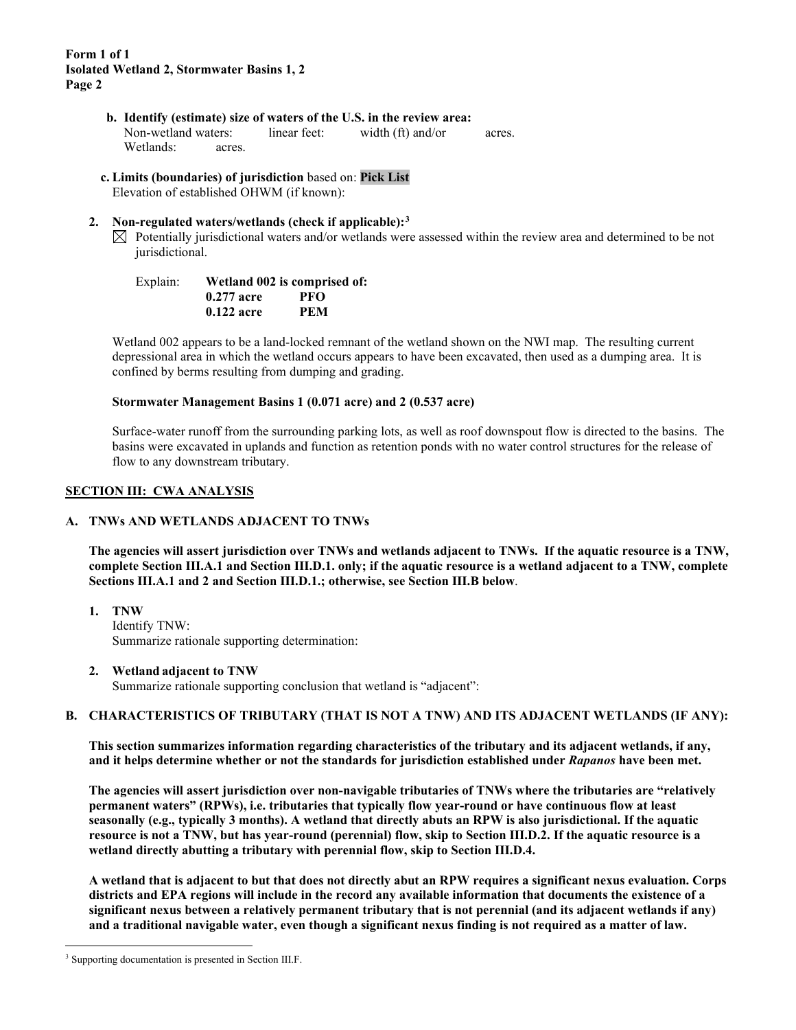**Form 1 of 1**
**Isolated Wetland 2, Stormwater Basins 1, 2**
**Page 2**

**b. Identify (estimate) size of waters of the U.S. in the review area:**
Non-wetland waters: linear feet: width (ft) and/or acres.
Wetlands: acres.

**c. Limits (boundaries) of jurisdiction** based on: **Pick List**
Elevation of established OHWM (if known):

**2. Non-regulated waters/wetlands (check if applicable):**[3]

☒ Potentially jurisdictional waters and/or wetlands were assessed within the review area and determined to be not jurisdictional.

Explain: **Wetland 002 is comprised of:**

| | |
|---|---|
| **0.277 acre** | **PFO** |
| **0.122 acre** | **PEM** |

Wetland 002 appears to be a land-locked remnant of the wetland shown on the NWI map. The resulting current depressional area in which the wetland occurs appears to have been excavated, then used as a dumping area. It is confined by berms resulting from dumping and grading.

**Stormwater Management Basins 1 (0.071 acre) and 2 (0.537 acre)**

Surface-water runoff from the surrounding parking lots, as well as roof downspout flow is directed to the basins. The basins were excavated in uplands and function as retention ponds with no water control structures for the release of flow to any downstream tributary.

## SECTION III: CWA ANALYSIS

### A. TNWs AND WETLANDS ADJACENT TO TNWs

**The agencies will assert jurisdiction over TNWs and wetlands adjacent to TNWs. If the aquatic resource is a TNW, complete Section III.A.1 and Section III.D.1. only; if the aquatic resource is a wetland adjacent to a TNW, complete Sections III.A.1 and 2 and Section III.D.1.; otherwise, see Section III.B below**.

**1. TNW**
Identify TNW:
Summarize rationale supporting determination:

**2. Wetland adjacent to TNW**
Summarize rationale supporting conclusion that wetland is "adjacent":

### B. CHARACTERISTICS OF TRIBUTARY (THAT IS NOT A TNW) AND ITS ADJACENT WETLANDS (IF ANY):

**This section summarizes information regarding characteristics of the tributary and its adjacent wetlands, if any, and it helps determine whether or not the standards for jurisdiction established under *Rapanos* have been met.**

**The agencies will assert jurisdiction over non-navigable tributaries of TNWs where the tributaries are "relatively permanent waters" (RPWs), i.e. tributaries that typically flow year-round or have continuous flow at least seasonally (e.g., typically 3 months). A wetland that directly abuts an RPW is also jurisdictional. If the aquatic resource is not a TNW, but has year-round (perennial) flow, skip to Section III.D.2. If the aquatic resource is a wetland directly abutting a tributary with perennial flow, skip to Section III.D.4.**

**A wetland that is adjacent to but that does not directly abut an RPW requires a significant nexus evaluation. Corps districts and EPA regions will include in the record any available information that documents the existence of a significant nexus between a relatively permanent tributary that is not perennial (and its adjacent wetlands if any) and a traditional navigable water, even though a significant nexus finding is not required as a matter of law.**

---

[3] Supporting documentation is presented in Section III.F.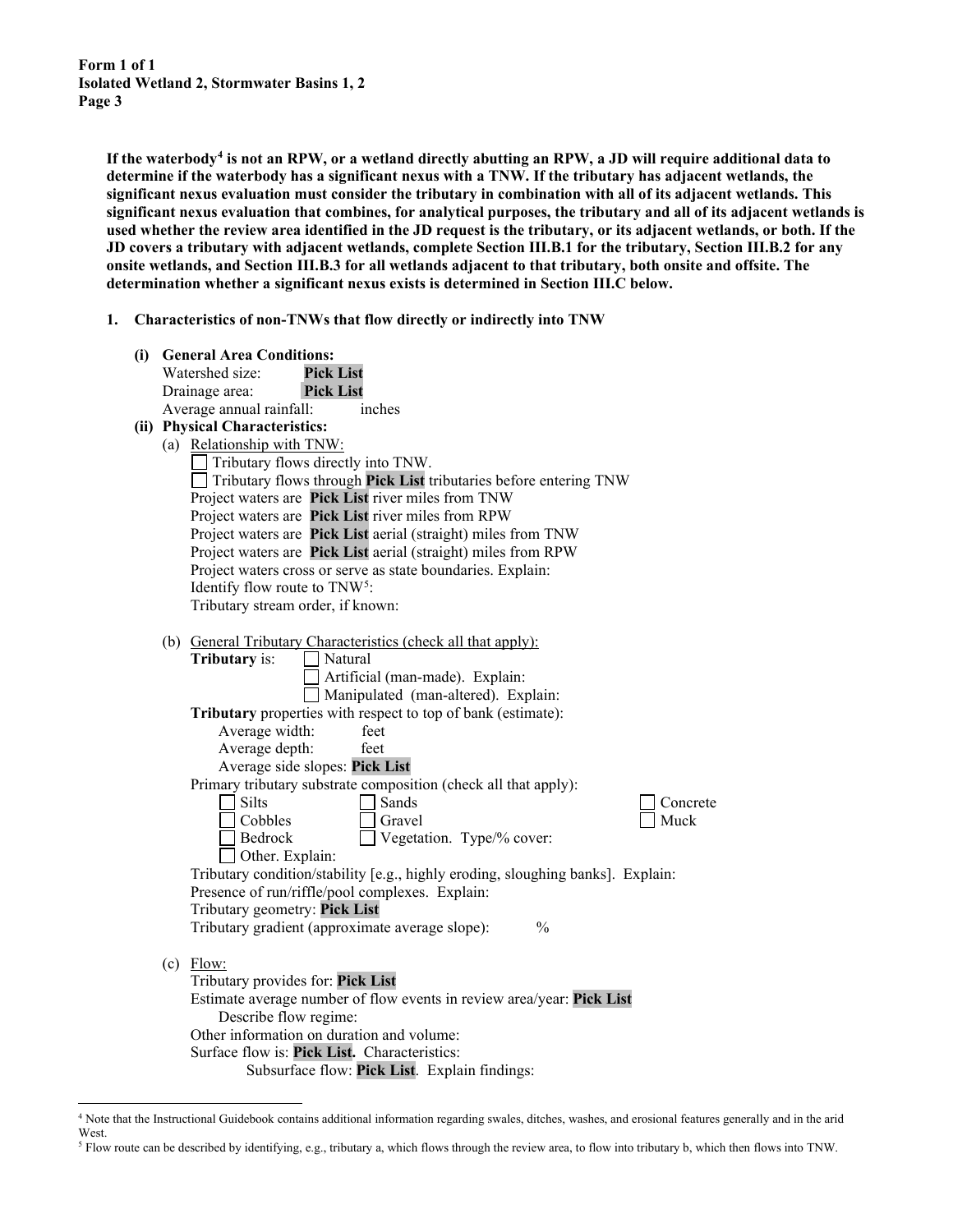**If the waterbody[4] is not an RPW, or a wetland directly abutting an RPW, a JD will require additional data to determine if the waterbody has a significant nexus with a TNW. If the tributary has adjacent wetlands, the significant nexus evaluation must consider the tributary in combination with all of its adjacent wetlands. This significant nexus evaluation that combines, for analytical purposes, the tributary and all of its adjacent wetlands is used whether the review area identified in the JD request is the tributary, or its adjacent wetlands, or both. If the JD covers a tributary with adjacent wetlands, complete Section III.B.1 for the tributary, Section III.B.2 for any onsite wetlands, and Section III.B.3 for all wetlands adjacent to that tributary, both onsite and offsite. The determination whether a significant nexus exists is determined in Section III.C below.**

**1. Characteristics of non-TNWs that flow directly or indirectly into TNW**

**(i) General Area Conditions:**

Watershed size: **Pick List**
Drainage area: **Pick List**
Average annual rainfall: inches

**(ii) Physical Characteristics:**

(a) Relationship with TNW:

☐ Tributary flows directly into TNW.
☐ Tributary flows through **Pick List** tributaries before entering TNW

Project waters are **Pick List** river miles from TNW
Project waters are **Pick List** river miles from RPW
Project waters are **Pick List** aerial (straight) miles from TNW
Project waters are **Pick List** aerial (straight) miles from RPW
Project waters cross or serve as state boundaries. Explain:
Identify flow route to TNW[5]:
Tributary stream order, if known:

(b) General Tributary Characteristics (check all that apply):

**Tributary** is: ☐ Natural
☐ Artificial (man-made). Explain:
☐ Manipulated (man-altered). Explain:

**Tributary** properties with respect to top of bank (estimate):
Average width: feet
Average depth: feet
Average side slopes: **Pick List**

Primary tributary substrate composition (check all that apply):
☐ Silts ☐ Sands ☐ Concrete
☐ Cobbles ☐ Gravel ☐ Muck
☐ Bedrock ☐ Vegetation. Type/% cover:
☐ Other. Explain:

Tributary condition/stability [e.g., highly eroding, sloughing banks]. Explain:
Presence of run/riffle/pool complexes. Explain:
Tributary geometry: **Pick List**
Tributary gradient (approximate average slope): %

(c) Flow:

Tributary provides for: **Pick List**
Estimate average number of flow events in review area/year: **Pick List**
Describe flow regime:
Other information on duration and volume:
Surface flow is: **Pick List.** Characteristics:
Subsurface flow: **Pick List**. Explain findings:

---

[4] Note that the Instructional Guidebook contains additional information regarding swales, ditches, washes, and erosional features generally and in the arid West.

[5] Flow route can be described by identifying, e.g., tributary a, which flows through the review area, to flow into tributary b, which then flows into TNW.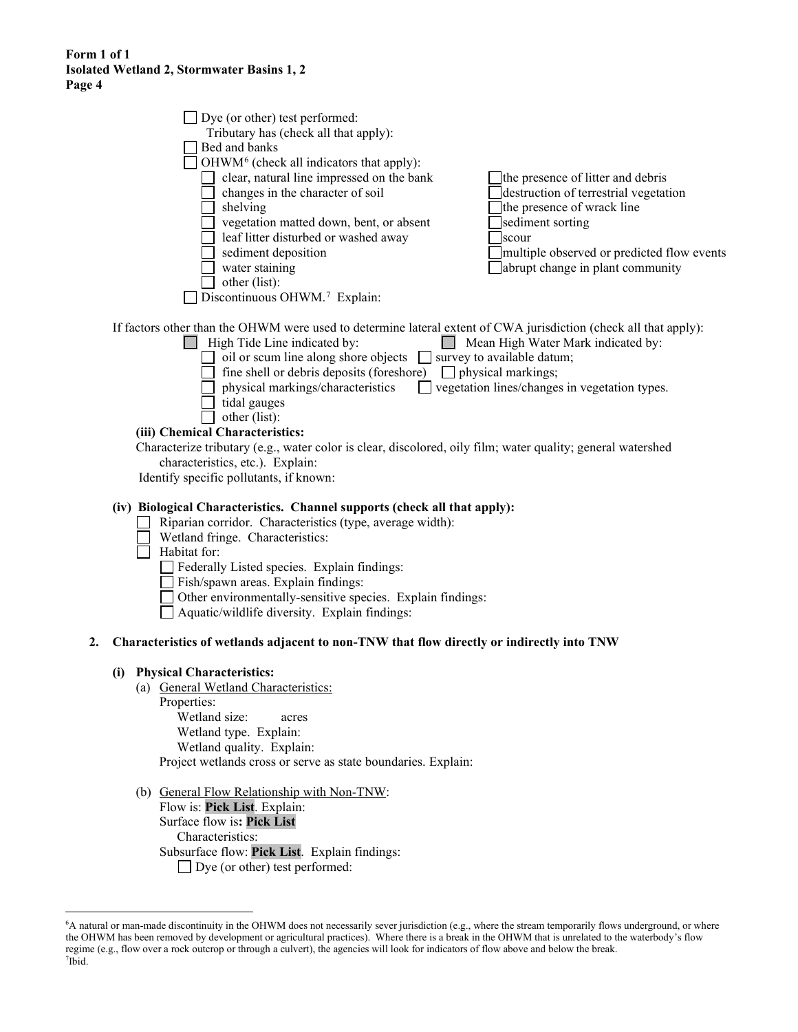☐ Dye (or other) test performed:

Tributary has (check all that apply):

☐ Bed and banks

☐ OHWM[6] (check all indicators that apply):

- ☐ clear, natural line impressed on the bank
- ☐ changes in the character of soil
- ☐ shelving
- ☐ vegetation matted down, bent, or absent
- ☐ leaf litter disturbed or washed away
- ☐ sediment deposition
- ☐ water staining
- ☐ other (list):
- ☐ the presence of litter and debris
- ☐ destruction of terrestrial vegetation
- ☐ the presence of wrack line
- ☐ sediment sorting
- ☐ scour
- ☐ multiple observed or predicted flow events
- ☐ abrupt change in plant community

☐ Discontinuous OHWM.[7] Explain:

If factors other than the OHWM were used to determine lateral extent of CWA jurisdiction (check all that apply):

☐ High Tide Line indicated by:

- ☐ oil or scum line along shore objects
- ☐ fine shell or debris deposits (foreshore)
- ☐ physical markings/characteristics
- ☐ tidal gauges
- ☐ other (list):

☐ Mean High Water Mark indicated by:

- ☐ survey to available datum;
- ☐ physical markings;
- ☐ vegetation lines/changes in vegetation types.

**(iii) Chemical Characteristics:**

Characterize tributary (e.g., water color is clear, discolored, oily film; water quality; general watershed characteristics, etc.). Explain:

Identify specific pollutants, if known:

**(iv) Biological Characteristics. Channel supports (check all that apply):**

☐ Riparian corridor. Characteristics (type, average width):

☐ Wetland fringe. Characteristics:

☐ Habitat for:

- ☐ Federally Listed species. Explain findings:
- ☐ Fish/spawn areas. Explain findings:
- ☐ Other environmentally-sensitive species. Explain findings:
- ☐ Aquatic/wildlife diversity. Explain findings:

**2. Characteristics of wetlands adjacent to non-TNW that flow directly or indirectly into TNW**

**(i) Physical Characteristics:**

(a) General Wetland Characteristics:

Properties:

Wetland size: acres

Wetland type. Explain:

Wetland quality. Explain:

Project wetlands cross or serve as state boundaries. Explain:

(b) General Flow Relationship with Non-TNW:

Flow is: **Pick List**. Explain:

Surface flow is**: Pick List**

Characteristics:

Subsurface flow: **Pick List**. Explain findings:

☐ Dye (or other) test performed:

---

[6] A natural or man-made discontinuity in the OHWM does not necessarily sever jurisdiction (e.g., where the stream temporarily flows underground, or where the OHWM has been removed by development or agricultural practices). Where there is a break in the OHWM that is unrelated to the waterbody's flow regime (e.g., flow over a rock outcrop or through a culvert), the agencies will look for indicators of flow above and below the break.

[7] Ibid.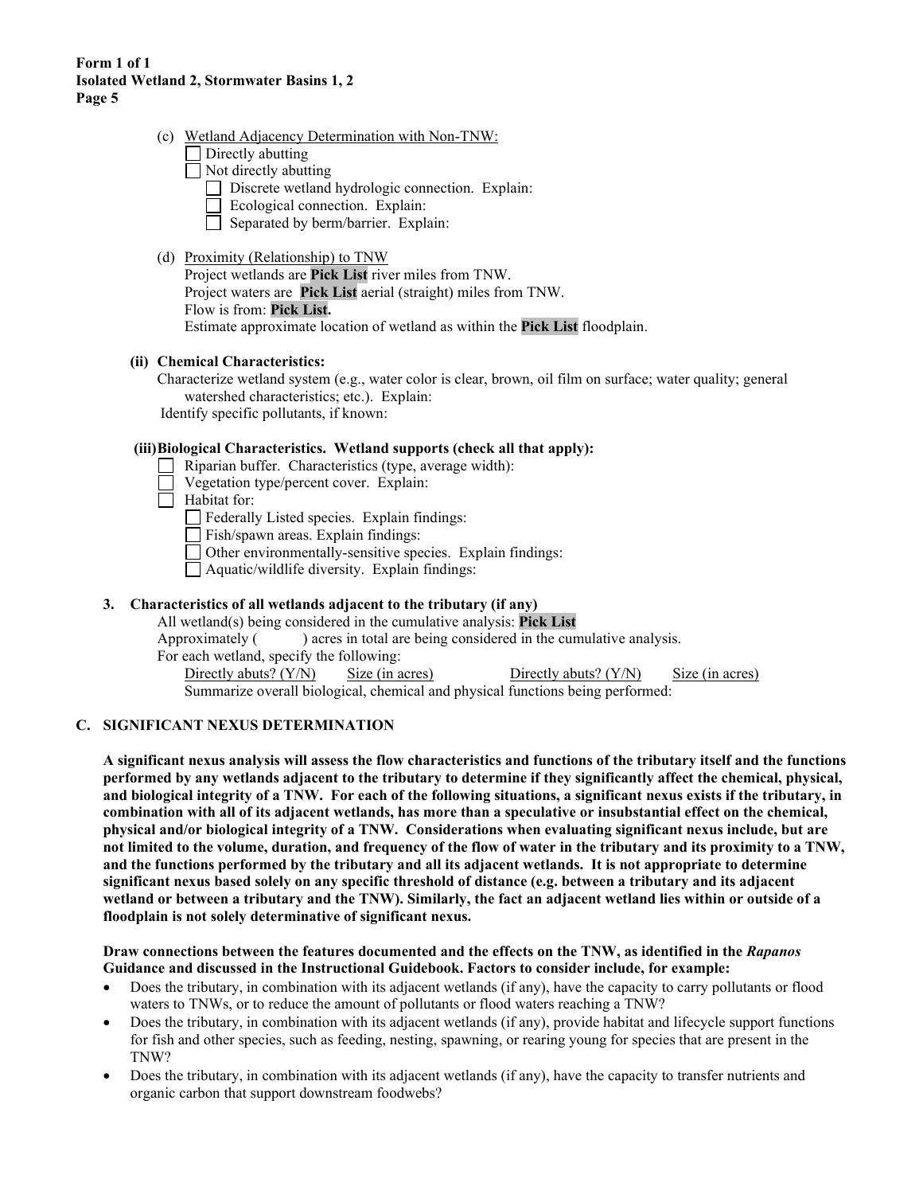**Form 1 of 1**
**Isolated Wetland 2, Stormwater Basins 1, 2**

(c) Wetland Adjacency Determination with Non-TNW:

- ☐ Directly abutting
- ☐ Not directly abutting
  - ☐ Discrete wetland hydrologic connection. Explain:
  - ☐ Ecological connection. Explain:
  - ☐ Separated by berm/barrier. Explain:

(d) Proximity (Relationship) to TNW

Project wetlands are **Pick List** river miles from TNW.
Project waters are **Pick List** aerial (straight) miles from TNW.
Flow is from: **Pick List.**
Estimate approximate location of wetland as within the **Pick List** floodplain.

**(ii) Chemical Characteristics:**

Characterize wetland system (e.g., water color is clear, brown, oil film on surface; water quality; general watershed characteristics; etc.). Explain:
Identify specific pollutants, if known:

**(iii) Biological Characteristics. Wetland supports (check all that apply):**

- ☐ Riparian buffer. Characteristics (type, average width):
- ☐ Vegetation type/percent cover. Explain:
- ☐ Habitat for:
  - ☐ Federally Listed species. Explain findings:
  - ☐ Fish/spawn areas. Explain findings:
  - ☐ Other environmentally-sensitive species. Explain findings:
  - ☐ Aquatic/wildlife diversity. Explain findings:

**3. Characteristics of all wetlands adjacent to the tributary (if any)**

All wetland(s) being considered in the cumulative analysis: **Pick List**
Approximately ( ) acres in total are being considered in the cumulative analysis.
For each wetland, specify the following:

| Directly abuts? (Y/N) | Size (in acres) | Directly abuts? (Y/N) | Size (in acres) |
|---|---|---|---|

Summarize overall biological, chemical and physical functions being performed:

## C. SIGNIFICANT NEXUS DETERMINATION

**A significant nexus analysis will assess the flow characteristics and functions of the tributary itself and the functions performed by any wetlands adjacent to the tributary to determine if they significantly affect the chemical, physical, and biological integrity of a TNW. For each of the following situations, a significant nexus exists if the tributary, in combination with all of its adjacent wetlands, has more than a speculative or insubstantial effect on the chemical, physical and/or biological integrity of a TNW. Considerations when evaluating significant nexus include, but are not limited to the volume, duration, and frequency of the flow of water in the tributary and its proximity to a TNW, and the functions performed by the tributary and all its adjacent wetlands. It is not appropriate to determine significant nexus based solely on any specific threshold of distance (e.g. between a tributary and its adjacent wetland or between a tributary and the TNW). Similarly, the fact an adjacent wetland lies within or outside of a floodplain is not solely determinative of significant nexus.**

**Draw connections between the features documented and the effects on the TNW, as identified in the *Rapanos* Guidance and discussed in the Instructional Guidebook. Factors to consider include, for example:**

- Does the tributary, in combination with its adjacent wetlands (if any), have the capacity to carry pollutants or flood waters to TNWs, or to reduce the amount of pollutants or flood waters reaching a TNW?
- Does the tributary, in combination with its adjacent wetlands (if any), provide habitat and lifecycle support functions for fish and other species, such as feeding, nesting, spawning, or rearing young for species that are present in the TNW?
- Does the tributary, in combination with its adjacent wetlands (if any), have the capacity to transfer nutrients and organic carbon that support downstream foodwebs?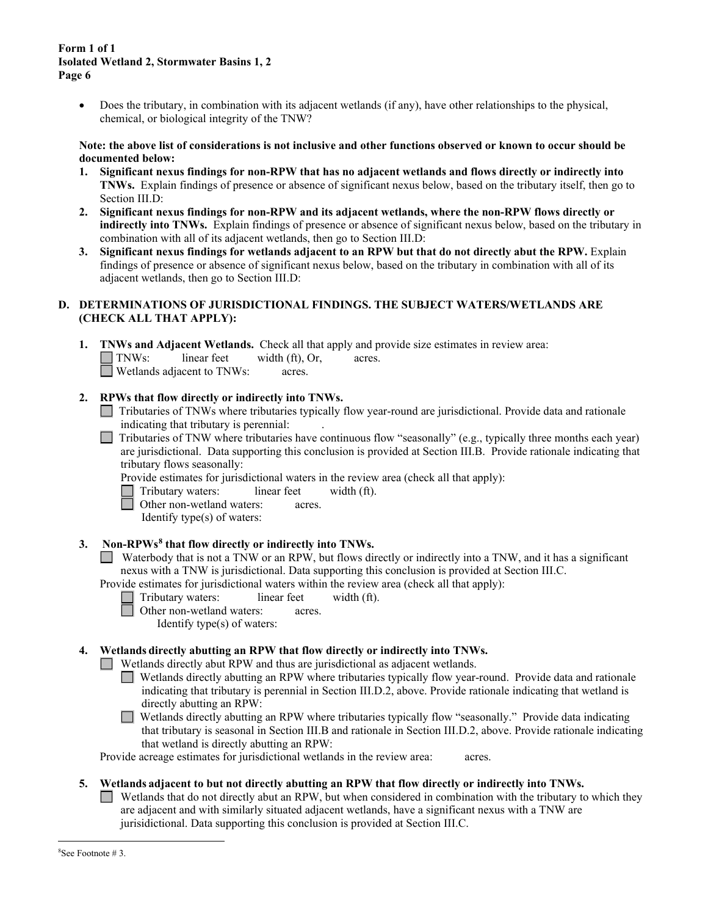- Does the tributary, in combination with its adjacent wetlands (if any), have other relationships to the physical, chemical, or biological integrity of the TNW?

**Note: the above list of considerations is not inclusive and other functions observed or known to occur should be documented below:**

1. **Significant nexus findings for non-RPW that has no adjacent wetlands and flows directly or indirectly into TNWs.** Explain findings of presence or absence of significant nexus below, based on the tributary itself, then go to Section III.D:
2. **Significant nexus findings for non-RPW and its adjacent wetlands, where the non-RPW flows directly or indirectly into TNWs.** Explain findings of presence or absence of significant nexus below, based on the tributary in combination with all of its adjacent wetlands, then go to Section III.D:
3. **Significant nexus findings for wetlands adjacent to an RPW but that do not directly abut the RPW.** Explain findings of presence or absence of significant nexus below, based on the tributary in combination with all of its adjacent wetlands, then go to Section III.D:

### D. DETERMINATIONS OF JURISDICTIONAL FINDINGS. THE SUBJECT WATERS/WETLANDS ARE (CHECK ALL THAT APPLY):

**1. TNWs and Adjacent Wetlands.** Check all that apply and provide size estimates in review area:

- ☐ TNWs: linear feet width (ft), Or, acres.
- ☐ Wetlands adjacent to TNWs: acres.

**2. RPWs that flow directly or indirectly into TNWs.**

- ☐ Tributaries of TNWs where tributaries typically flow year-round are jurisdictional. Provide data and rationale indicating that tributary is perennial: .
- ☐ Tributaries of TNW where tributaries have continuous flow "seasonally" (e.g., typically three months each year) are jurisdictional. Data supporting this conclusion is provided at Section III.B. Provide rationale indicating that tributary flows seasonally:

  Provide estimates for jurisdictional waters in the review area (check all that apply):

  - ☐ Tributary waters: linear feet width (ft).
  - ☐ Other non-wetland waters: acres.

    Identify type(s) of waters:

**3. Non-RPWs[8] that flow directly or indirectly into TNWs.**

- ☐ Waterbody that is not a TNW or an RPW, but flows directly or indirectly into a TNW, and it has a significant nexus with a TNW is jurisdictional. Data supporting this conclusion is provided at Section III.C.

Provide estimates for jurisdictional waters within the review area (check all that apply):

- ☐ Tributary waters: linear feet width (ft).
- ☐ Other non-wetland waters: acres.

  Identify type(s) of waters:

**4. Wetlands directly abutting an RPW that flow directly or indirectly into TNWs.**

- ☐ Wetlands directly abut RPW and thus are jurisdictional as adjacent wetlands.
  - ☐ Wetlands directly abutting an RPW where tributaries typically flow year-round. Provide data and rationale indicating that tributary is perennial in Section III.D.2, above. Provide rationale indicating that wetland is directly abutting an RPW:
  - ☐ Wetlands directly abutting an RPW where tributaries typically flow "seasonally." Provide data indicating that tributary is seasonal in Section III.B and rationale in Section III.D.2, above. Provide rationale indicating that wetland is directly abutting an RPW:

Provide acreage estimates for jurisdictional wetlands in the review area: acres.

**5. Wetlands adjacent to but not directly abutting an RPW that flow directly or indirectly into TNWs.**

- ☐ Wetlands that do not directly abut an RPW, but when considered in combination with the tributary to which they are adjacent and with similarly situated adjacent wetlands, have a significant nexus with a TNW are jurisidictional. Data supporting this conclusion is provided at Section III.C.

---

[8] See Footnote # 3.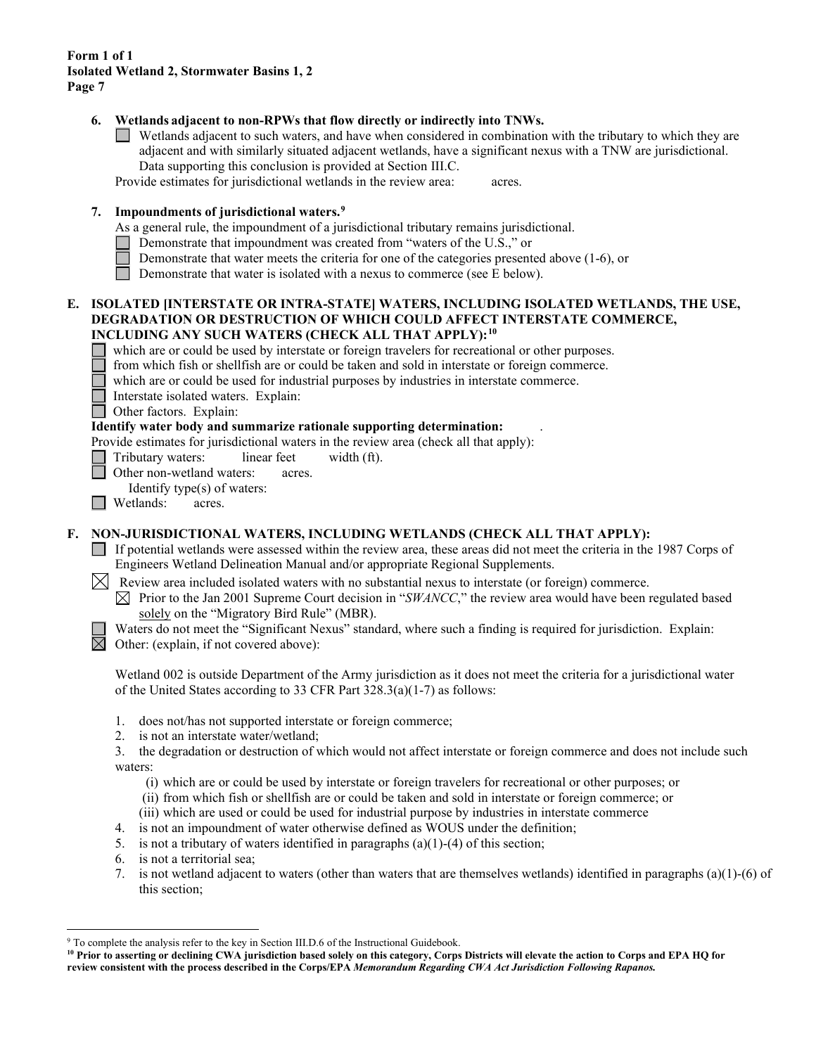6. **Wetlands adjacent to non-RPWs that flow directly or indirectly into TNWs.**

   ☐ Wetlands adjacent to such waters, and have when considered in combination with the tributary to which they are adjacent and with similarly situated adjacent wetlands, have a significant nexus with a TNW are jurisdictional. Data supporting this conclusion is provided at Section III.C.

   Provide estimates for jurisdictional wetlands in the review area: acres.

7. **Impoundments of jurisdictional waters.**[9]

   As a general rule, the impoundment of a jurisdictional tributary remains jurisdictional.

   ☐ Demonstrate that impoundment was created from "waters of the U.S.," or
   ☐ Demonstrate that water meets the criteria for one of the categories presented above (1-6), or
   ☐ Demonstrate that water is isolated with a nexus to commerce (see E below).

**E. ISOLATED [INTERSTATE OR INTRA-STATE] WATERS, INCLUDING ISOLATED WETLANDS, THE USE, DEGRADATION OR DESTRUCTION OF WHICH COULD AFFECT INTERSTATE COMMERCE, INCLUDING ANY SUCH WATERS (CHECK ALL THAT APPLY):**[10]

☐ which are or could be used by interstate or foreign travelers for recreational or other purposes.
☐ from which fish or shellfish are or could be taken and sold in interstate or foreign commerce.
☐ which are or could be used for industrial purposes by industries in interstate commerce.
☐ Interstate isolated waters. Explain:
☐ Other factors. Explain:

**Identify water body and summarize rationale supporting determination:** .

Provide estimates for jurisdictional waters in the review area (check all that apply):

☐ Tributary waters: linear feet width (ft).
☐ Other non-wetland waters: acres.
  Identify type(s) of waters:
☐ Wetlands: acres.

**F. NON-JURISDICTIONAL WATERS, INCLUDING WETLANDS (CHECK ALL THAT APPLY):**

☐ If potential wetlands were assessed within the review area, these areas did not meet the criteria in the 1987 Corps of Engineers Wetland Delineation Manual and/or appropriate Regional Supplements.

☒ Review area included isolated waters with no substantial nexus to interstate (or foreign) commerce.

  ☒ Prior to the Jan 2001 Supreme Court decision in "*SWANCC*," the review area would have been regulated based solely on the "Migratory Bird Rule" (MBR).

☐ Waters do not meet the "Significant Nexus" standard, where such a finding is required for jurisdiction. Explain:

☒ Other: (explain, if not covered above):

Wetland 002 is outside Department of the Army jurisdiction as it does not meet the criteria for a jurisdictional water of the United States according to 33 CFR Part 328.3(a)(1-7) as follows:

1. does not/has not supported interstate or foreign commerce;
2. is not an interstate water/wetland;
3. the degradation or destruction of which would not affect interstate or foreign commerce and does not include such waters:
   (i) which are or could be used by interstate or foreign travelers for recreational or other purposes; or
   (ii) from which fish or shellfish are or could be taken and sold in interstate or foreign commerce; or
   (iii) which are used or could be used for industrial purpose by industries in interstate commerce
4. is not an impoundment of water otherwise defined as WOUS under the definition;
5. is not a tributary of waters identified in paragraphs (a)(1)-(4) of this section;
6. is not a territorial sea;
7. is not wetland adjacent to waters (other than waters that are themselves wetlands) identified in paragraphs (a)(1)-(6) of this section;

---

[9] To complete the analysis refer to the key in Section III.D.6 of the Instructional Guidebook.

[10] **Prior to asserting or declining CWA jurisdiction based solely on this category, Corps Districts will elevate the action to Corps and EPA HQ for review consistent with the process described in the Corps/EPA *Memorandum Regarding CWA Act Jurisdiction Following Rapanos.***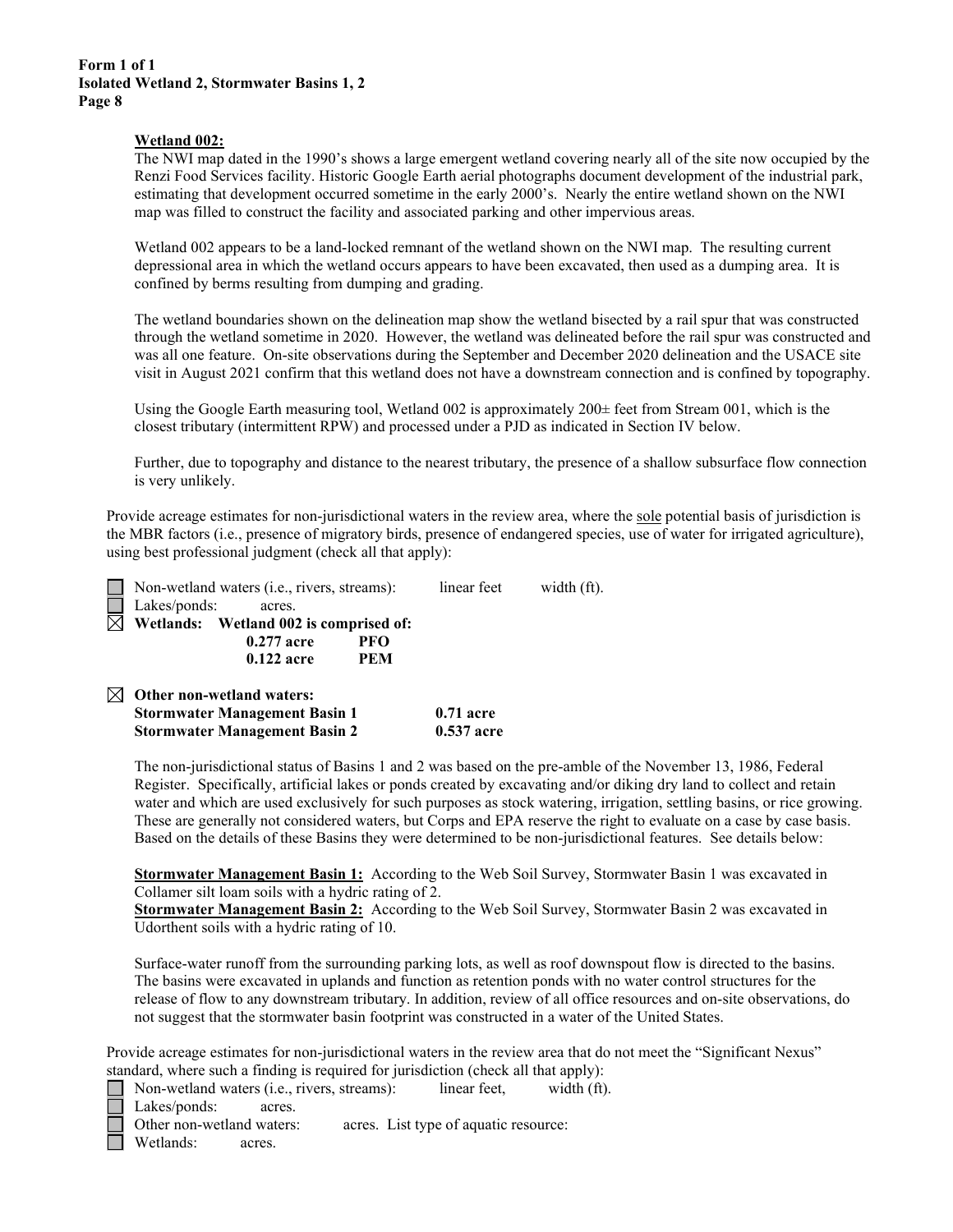**Wetland 002:**

The NWI map dated in the 1990's shows a large emergent wetland covering nearly all of the site now occupied by the Renzi Food Services facility. Historic Google Earth aerial photographs document development of the industrial park, estimating that development occurred sometime in the early 2000's. Nearly the entire wetland shown on the NWI map was filled to construct the facility and associated parking and other impervious areas.

Wetland 002 appears to be a land-locked remnant of the wetland shown on the NWI map. The resulting current depressional area in which the wetland occurs appears to have been excavated, then used as a dumping area. It is confined by berms resulting from dumping and grading.

The wetland boundaries shown on the delineation map show the wetland bisected by a rail spur that was constructed through the wetland sometime in 2020. However, the wetland was delineated before the rail spur was constructed and was all one feature. On-site observations during the September and December 2020 delineation and the USACE site visit in August 2021 confirm that this wetland does not have a downstream connection and is confined by topography.

Using the Google Earth measuring tool, Wetland 002 is approximately 200± feet from Stream 001, which is the closest tributary (intermittent RPW) and processed under a PJD as indicated in Section IV below.

Further, due to topography and distance to the nearest tributary, the presence of a shallow subsurface flow connection is very unlikely.

Provide acreage estimates for non-jurisdictional waters in the review area, where the sole potential basis of jurisdiction is the MBR factors (i.e., presence of migratory birds, presence of endangered species, use of water for irrigated agriculture), using best professional judgment (check all that apply):

- ☐ Non-wetland waters (i.e., rivers, streams): linear feet width (ft).
- ☐ Lakes/ponds: acres.
- ☒ **Wetlands: Wetland 002 is comprised of:**
  - **0.277 acre PFO**
  - **0.122 acre PEM**

- ☒ **Other non-wetland waters:**
  - **Stormwater Management Basin 1 0.71 acre**
  - **Stormwater Management Basin 2 0.537 acre**

The non-jurisdictional status of Basins 1 and 2 was based on the pre-amble of the November 13, 1986, Federal Register. Specifically, artificial lakes or ponds created by excavating and/or diking dry land to collect and retain water and which are used exclusively for such purposes as stock watering, irrigation, settling basins, or rice growing. These are generally not considered waters, but Corps and EPA reserve the right to evaluate on a case by case basis. Based on the details of these Basins they were determined to be non-jurisdictional features. See details below:

**Stormwater Management Basin 1:** According to the Web Soil Survey, Stormwater Basin 1 was excavated in Collamer silt loam soils with a hydric rating of 2.
**Stormwater Management Basin 2:** According to the Web Soil Survey, Stormwater Basin 2 was excavated in Udorthent soils with a hydric rating of 10.

Surface-water runoff from the surrounding parking lots, as well as roof downspout flow is directed to the basins. The basins were excavated in uplands and function as retention ponds with no water control structures for the release of flow to any downstream tributary. In addition, review of all office resources and on-site observations, do not suggest that the stormwater basin footprint was constructed in a water of the United States.

Provide acreage estimates for non-jurisdictional waters in the review area that do not meet the "Significant Nexus" standard, where such a finding is required for jurisdiction (check all that apply):

- ☐ Non-wetland waters (i.e., rivers, streams): linear feet, width (ft).
- ☐ Lakes/ponds: acres.
- ☐ Other non-wetland waters: acres. List type of aquatic resource:
- ☐ Wetlands: acres.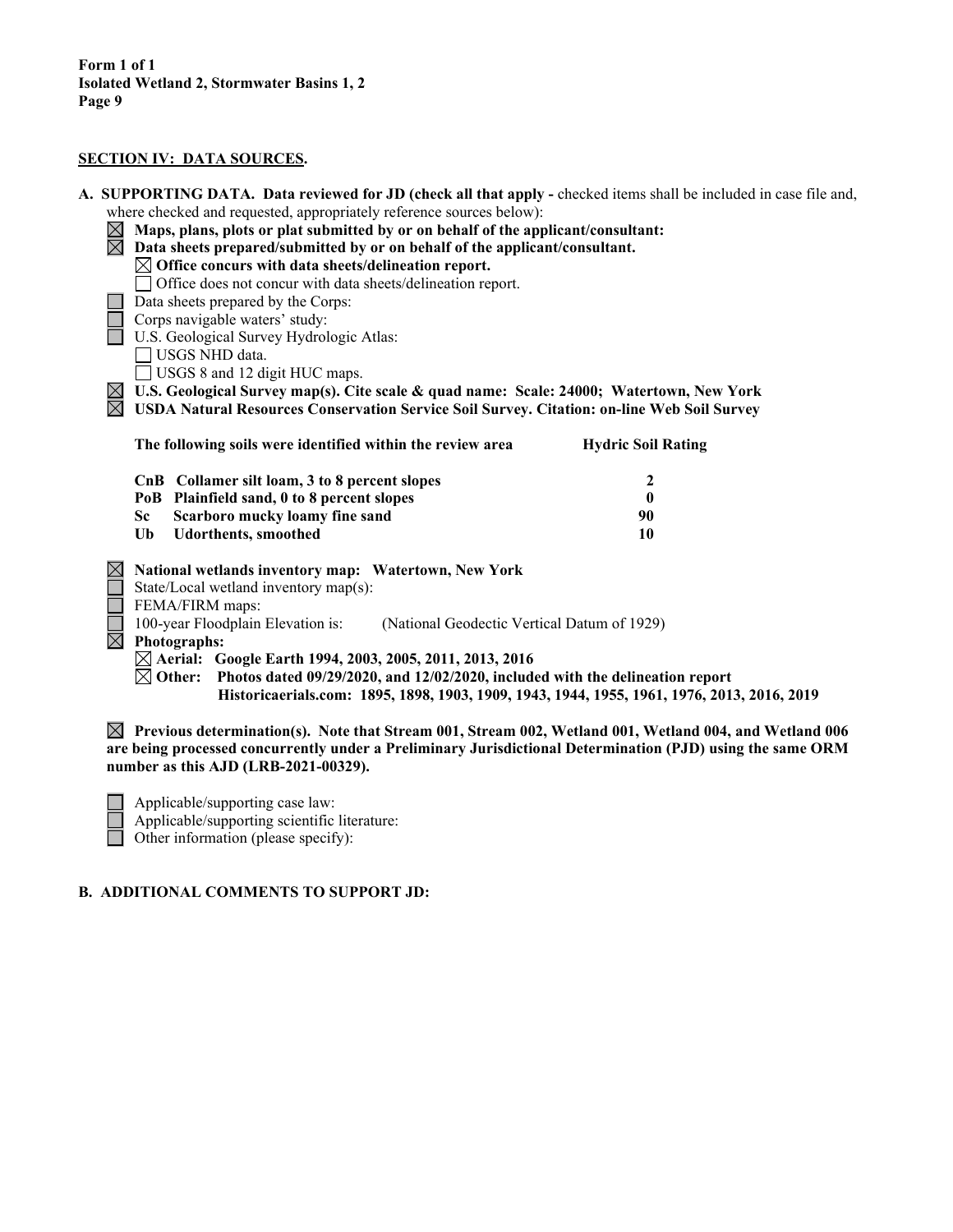**Form 1 of 1**
**Isolated Wetland 2, Stormwater Basins 1, 2**

## SECTION IV: DATA SOURCES.

**A. SUPPORTING DATA. Data reviewed for JD (check all that apply -** checked items shall be included in case file and, where checked and requested, appropriately reference sources below):

- ☒ **Maps, plans, plots or plat submitted by or on behalf of the applicant/consultant:**
- ☒ **Data sheets prepared/submitted by or on behalf of the applicant/consultant.**
  - ☒ **Office concurs with data sheets/delineation report.**
  - ☐ Office does not concur with data sheets/delineation report.
- ☐ Data sheets prepared by the Corps:
- ☐ Corps navigable waters' study:
- ☐ U.S. Geological Survey Hydrologic Atlas:
  - ☐ USGS NHD data.
  - ☐ USGS 8 and 12 digit HUC maps.
- ☒ **U.S. Geological Survey map(s). Cite scale & quad name: Scale: 24000; Watertown, New York**
- ☒ **USDA Natural Resources Conservation Service Soil Survey. Citation: on-line Web Soil Survey**

| The following soils were identified within the review area | Hydric Soil Rating |
|---|---|
| **CnB Collamer silt loam, 3 to 8 percent slopes** | **2** |
| **PoB Plainfield sand, 0 to 8 percent slopes** | **0** |
| **Sc Scarboro mucky loamy fine sand** | **90** |
| **Ub Udorthents, smoothed** | **10** |

- ☒ **National wetlands inventory map: Watertown, New York**
- ☐ State/Local wetland inventory map(s):
- ☐ FEMA/FIRM maps:
- ☐ 100-year Floodplain Elevation is: (National Geodectic Vertical Datum of 1929)
- ☒ **Photographs:**
  - ☒ **Aerial: Google Earth 1994, 2003, 2005, 2011, 2013, 2016**
  - ☒ **Other: Photos dated 09/29/2020, and 12/02/2020, included with the delineation report**
    **Historicaerials.com: 1895, 1898, 1903, 1909, 1943, 1944, 1955, 1961, 1976, 2013, 2016, 2019**
- ☒ **Previous determination(s). Note that Stream 001, Stream 002, Wetland 001, Wetland 004, and Wetland 006 are being processed concurrently under a Preliminary Jurisdictional Determination (PJD) using the same ORM number as this AJD (LRB-2021-00329).**
- ☐ Applicable/supporting case law:
- ☐ Applicable/supporting scientific literature:
- ☐ Other information (please specify):

**B. ADDITIONAL COMMENTS TO SUPPORT JD:**